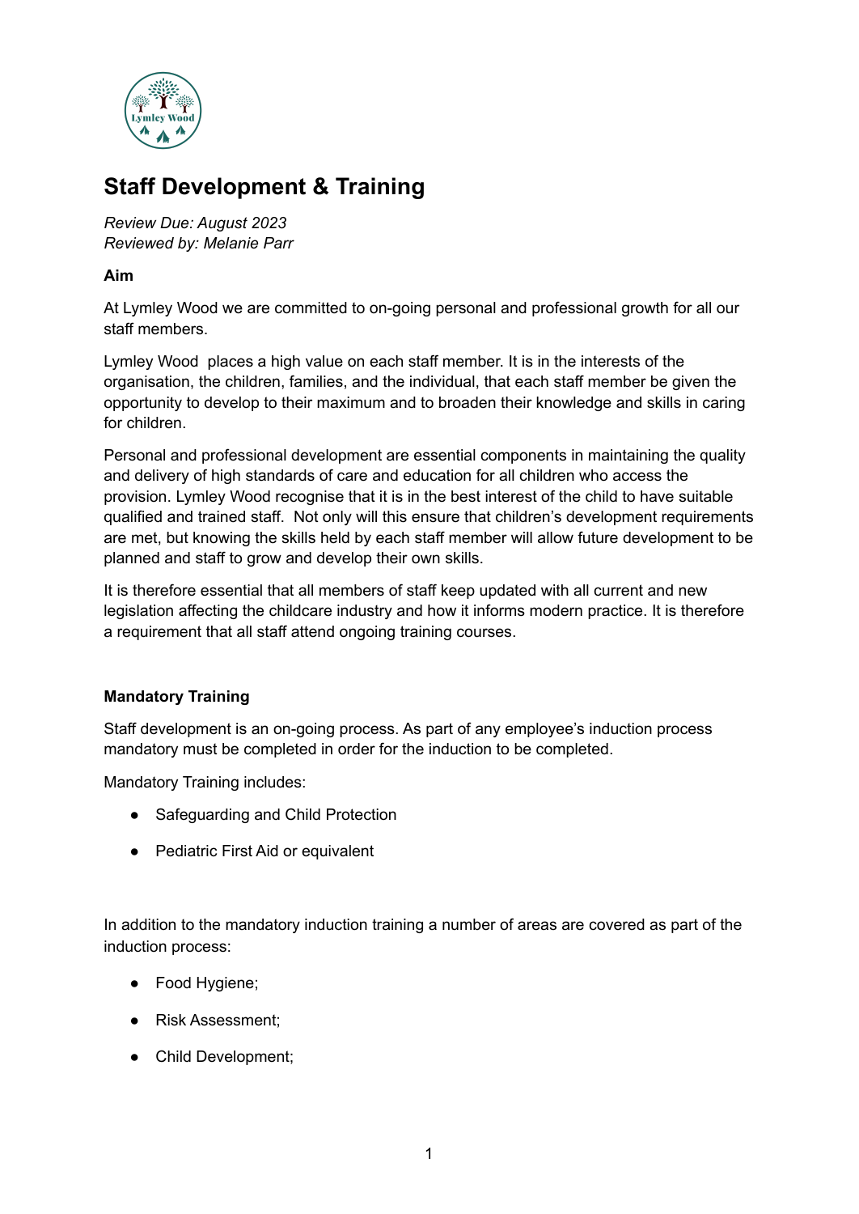# Staff Development & Training

*Review Due: August 2023*
*Reviewed by: Melanie Parr*

**Aim**

At Lymley Wood we are committed to on-going personal and professional growth for all our staff members.

Lymley Wood  places a high value on each staff member. It is in the interests of the organisation, the children, families, and the individual, that each staff member be given the opportunity to develop to their maximum and to broaden their knowledge and skills in caring for children.

Personal and professional development are essential components in maintaining the quality and delivery of high standards of care and education for all children who access the provision. Lymley Wood recognise that it is in the best interest of the child to have suitable qualified and trained staff.  Not only will this ensure that children's development requirements are met, but knowing the skills held by each staff member will allow future development to be planned and staff to grow and develop their own skills.

It is therefore essential that all members of staff keep updated with all current and new legislation affecting the childcare industry and how it informs modern practice. It is therefore a requirement that all staff attend ongoing training courses.

**Mandatory Training**

Staff development is an on-going process. As part of any employee's induction process mandatory must be completed in order for the induction to be completed.

Mandatory Training includes:

- Safeguarding and Child Protection
- Pediatric First Aid or equivalent

In addition to the mandatory induction training a number of areas are covered as part of the induction process:

- Food Hygiene;
- Risk Assessment;
- Child Development;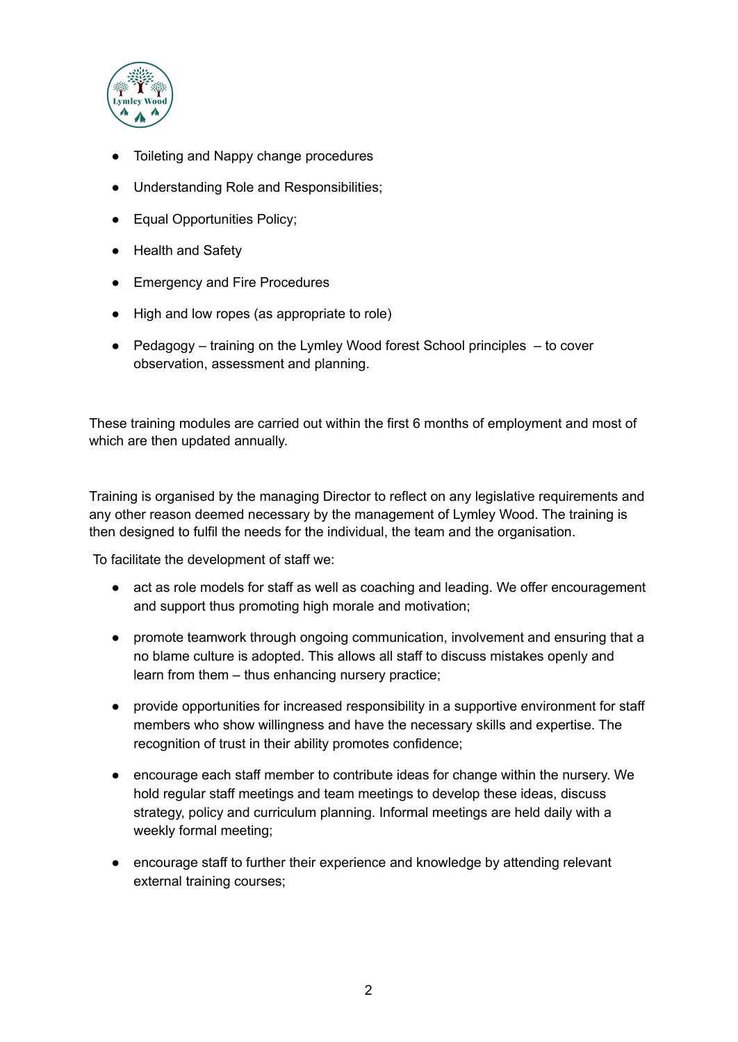- Toileting and Nappy change procedures
- Understanding Role and Responsibilities;
- Equal Opportunities Policy;
- Health and Safety
- Emergency and Fire Procedures
- High and low ropes (as appropriate to role)
- Pedagogy – training on the Lymley Wood forest School principles – to cover observation, assessment and planning.

These training modules are carried out within the first 6 months of employment and most of which are then updated annually.

Training is organised by the managing Director to reflect on any legislative requirements and any other reason deemed necessary by the management of Lymley Wood. The training is then designed to fulfil the needs for the individual, the team and the organisation.

To facilitate the development of staff we:

- act as role models for staff as well as coaching and leading. We offer encouragement and support thus promoting high morale and motivation;
- promote teamwork through ongoing communication, involvement and ensuring that a no blame culture is adopted. This allows all staff to discuss mistakes openly and learn from them – thus enhancing nursery practice;
- provide opportunities for increased responsibility in a supportive environment for staff members who show willingness and have the necessary skills and expertise. The recognition of trust in their ability promotes confidence;
- encourage each staff member to contribute ideas for change within the nursery. We hold regular staff meetings and team meetings to develop these ideas, discuss strategy, policy and curriculum planning. Informal meetings are held daily with a weekly formal meeting;
- encourage staff to further their experience and knowledge by attending relevant external training courses;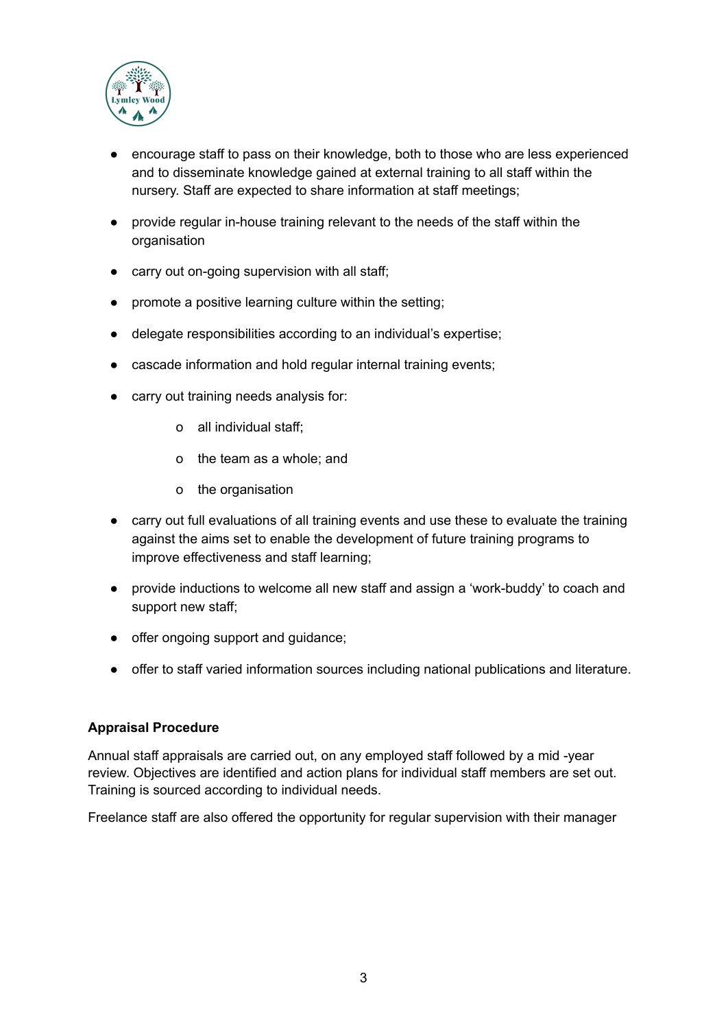- encourage staff to pass on their knowledge, both to those who are less experienced and to disseminate knowledge gained at external training to all staff within the nursery. Staff are expected to share information at staff meetings;
- provide regular in-house training relevant to the needs of the staff within the organisation
- carry out on-going supervision with all staff;
- promote a positive learning culture within the setting;
- delegate responsibilities according to an individual's expertise;
- cascade information and hold regular internal training events;
- carry out training needs analysis for:
    - all individual staff;
    - the team as a whole; and
    - the organisation
- carry out full evaluations of all training events and use these to evaluate the training against the aims set to enable the development of future training programs to improve effectiveness and staff learning;
- provide inductions to welcome all new staff and assign a 'work-buddy' to coach and support new staff;
- offer ongoing support and guidance;
- offer to staff varied information sources including national publications and literature.

**Appraisal Procedure**

Annual staff appraisals are carried out, on any employed staff followed by a mid -year review. Objectives are identified and action plans for individual staff members are set out. Training is sourced according to individual needs.

Freelance staff are also offered the opportunity for regular supervision with their manager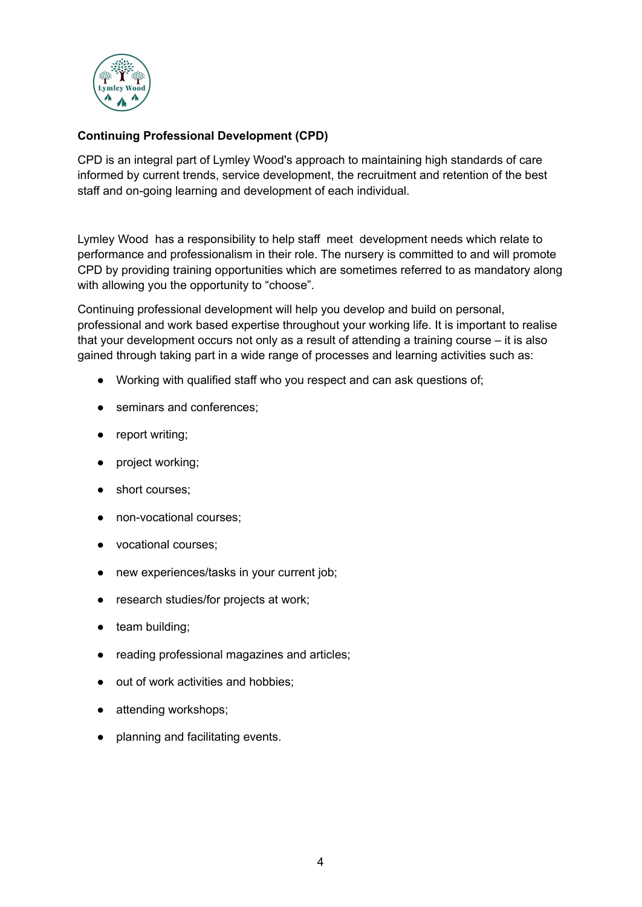**Continuing Professional Development (CPD)**

CPD is an integral part of Lymley Wood's approach to maintaining high standards of care informed by current trends, service development, the recruitment and retention of the best staff and on-going learning and development of each individual.

Lymley Wood has a responsibility to help staff meet development needs which relate to performance and professionalism in their role. The nursery is committed to and will promote CPD by providing training opportunities which are sometimes referred to as mandatory along with allowing you the opportunity to "choose".

Continuing professional development will help you develop and build on personal, professional and work based expertise throughout your working life. It is important to realise that your development occurs not only as a result of attending a training course – it is also gained through taking part in a wide range of processes and learning activities such as:

- Working with qualified staff who you respect and can ask questions of;
- seminars and conferences;
- report writing;
- project working;
- short courses;
- non-vocational courses;
- vocational courses;
- new experiences/tasks in your current job;
- research studies/for projects at work;
- team building;
- reading professional magazines and articles;
- out of work activities and hobbies;
- attending workshops;
- planning and facilitating events.